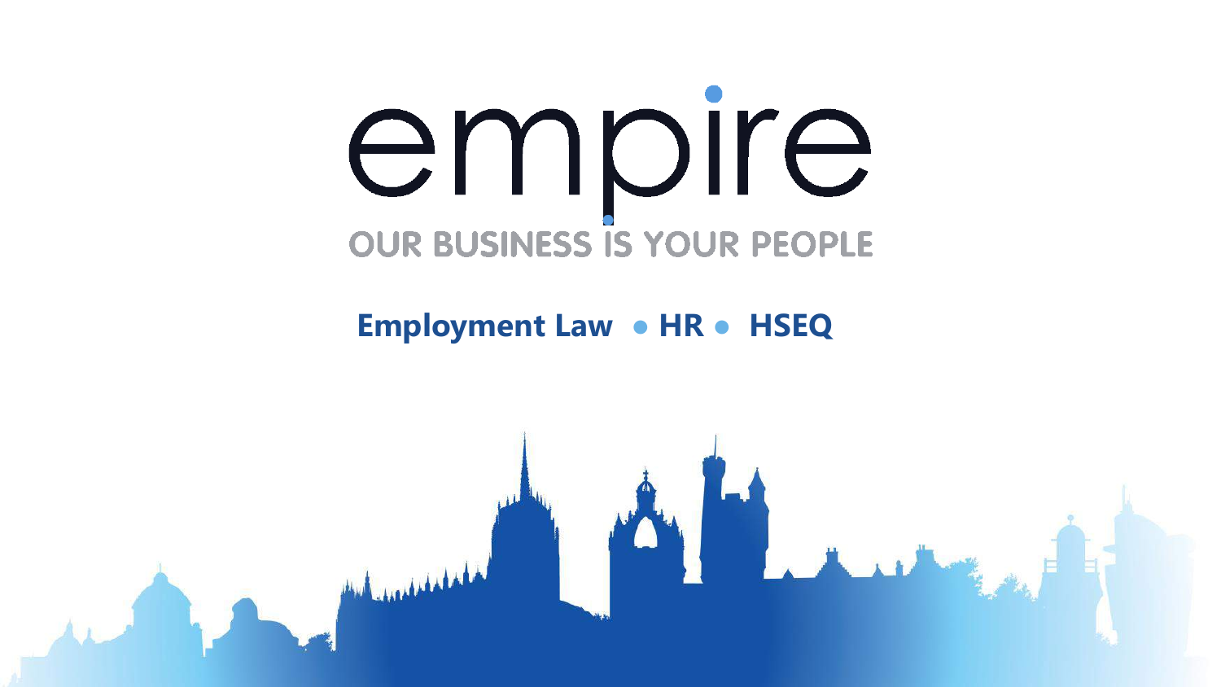# empire

OUR BUSINESS IS YOUR PEOPLE

**Employment Law • HR • HSEQ**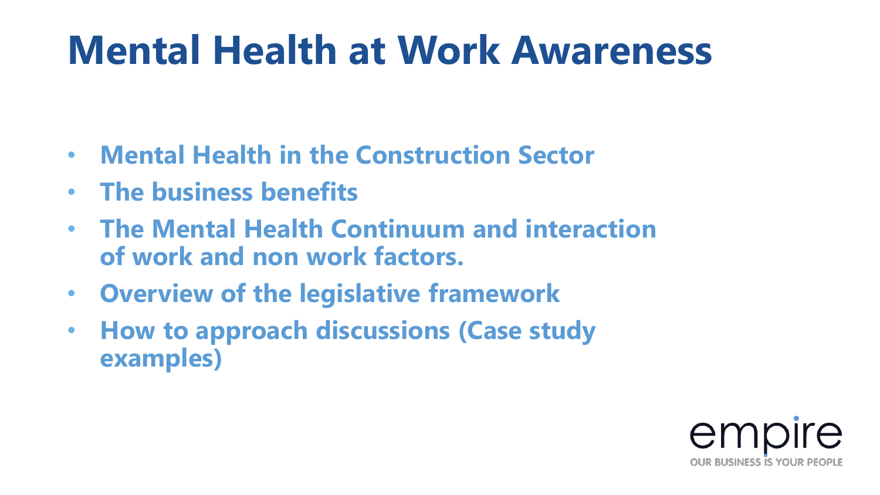# Mental Health at Work Awareness

- **Mental Health in the Construction Sector**
- **The business benefits**
- **The Mental Health Continuum and interaction of work and non work factors.**
- **Overview of the legislative framework**
- **How to approach discussions (Case study examples)**

empire
OUR BUSINESS IS YOUR PEOPLE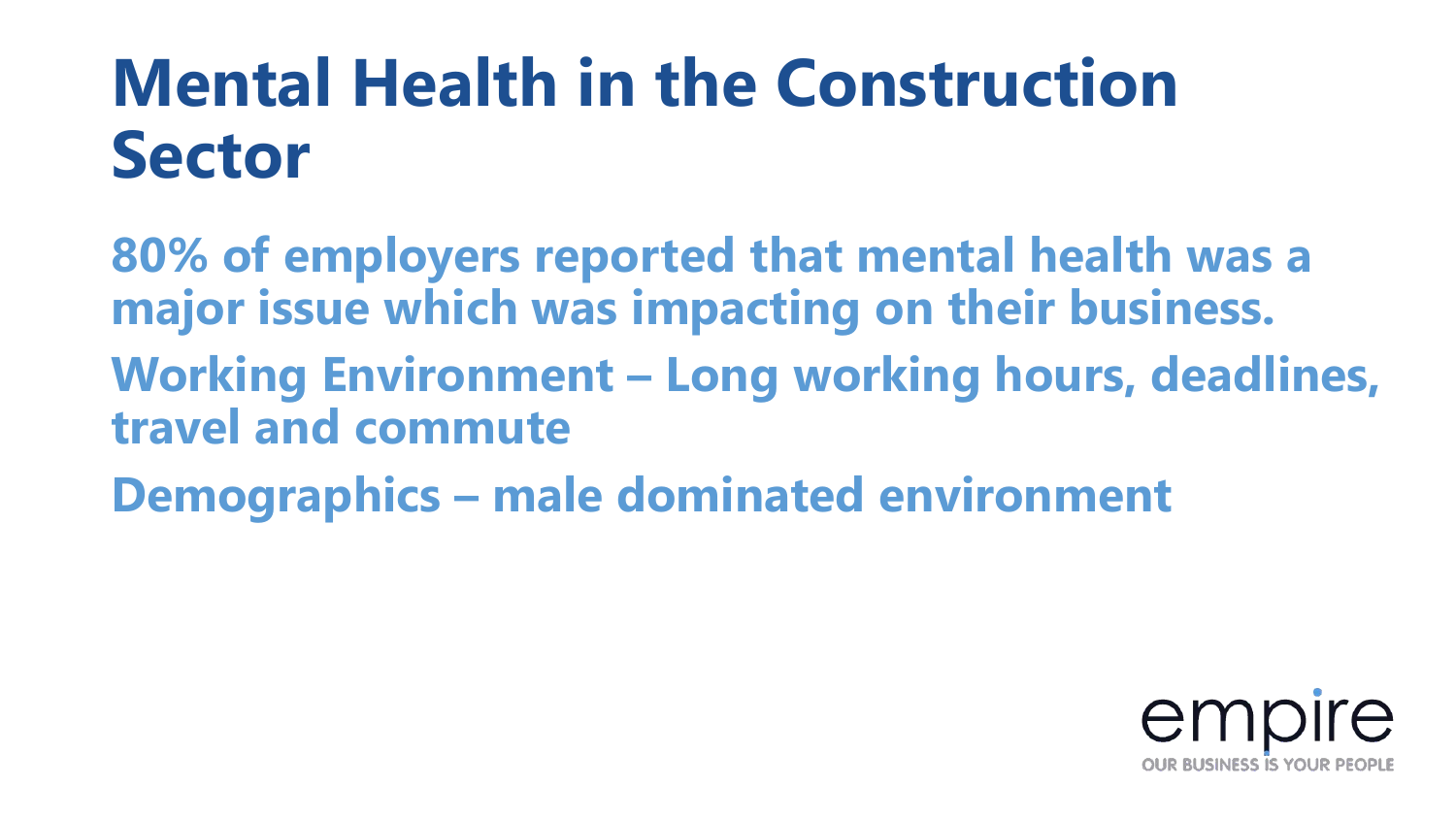# Mental Health in the Construction Sector

**80% of employers reported that mental health was a major issue which was impacting on their business.**

**Working Environment – Long working hours, deadlines, travel and commute**

**Demographics – male dominated environment**

empire

OUR BUSINESS IS YOUR PEOPLE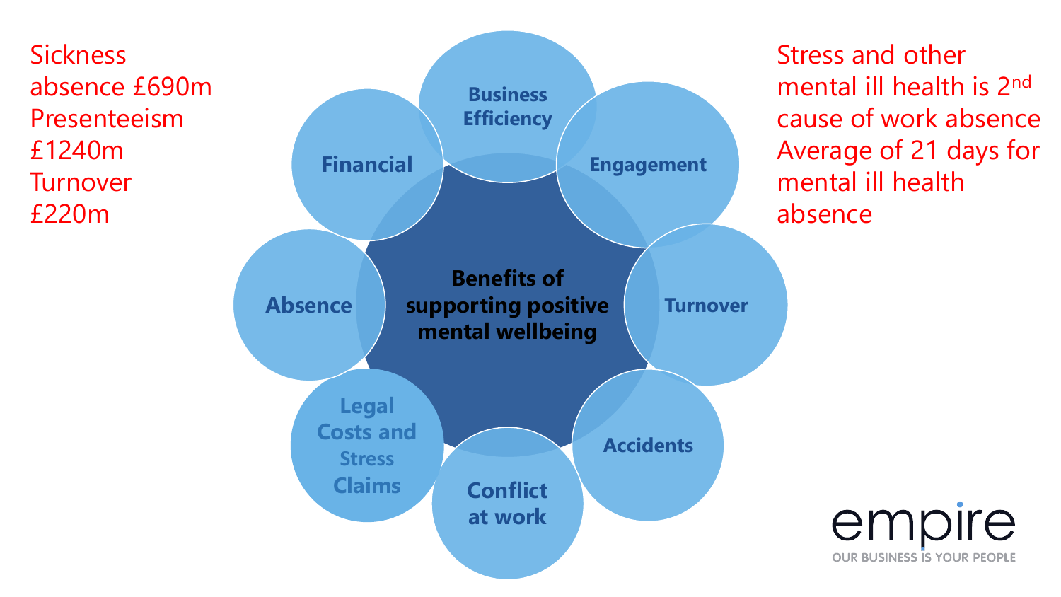Sickness absence £690m
Presenteeism £1240m
Turnover £220m

**Benefits of supporting positive mental wellbeing**

- Business Efficiency
- Engagement
- Turnover
- Accidents
- Conflict at work
- Legal Costs and Stress Claims
- Absence
- Financial

Stress and other mental ill health is 2nd cause of work absence
Average of 21 days for mental ill health absence

empire
OUR BUSINESS IS YOUR PEOPLE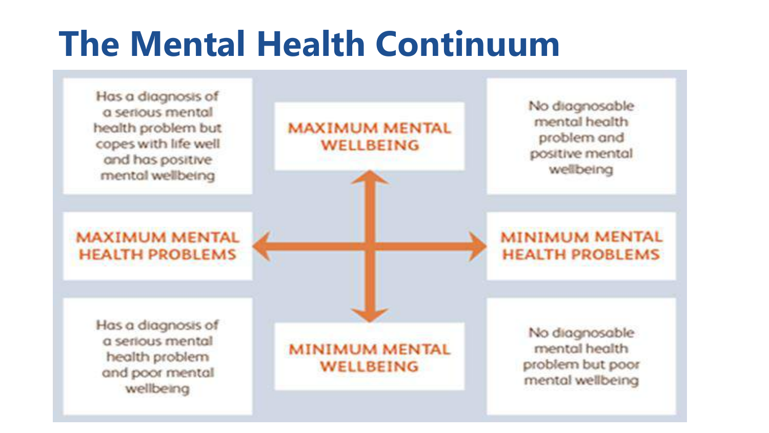# The Mental Health Continuum

| Has a diagnosis of a serious mental health problem but copes with life well and has positive mental wellbeing | MAXIMUM MENTAL WELLBEING | No diagnosable mental health problem and positive mental wellbeing |
| --- | --- | --- |
| MAXIMUM MENTAL HEALTH PROBLEMS | | MINIMUM MENTAL HEALTH PROBLEMS |
| Has a diagnosis of a serious mental health problem and poor mental wellbeing | MINIMUM MENTAL WELLBEING | No diagnosable mental health problem but poor mental wellbeing |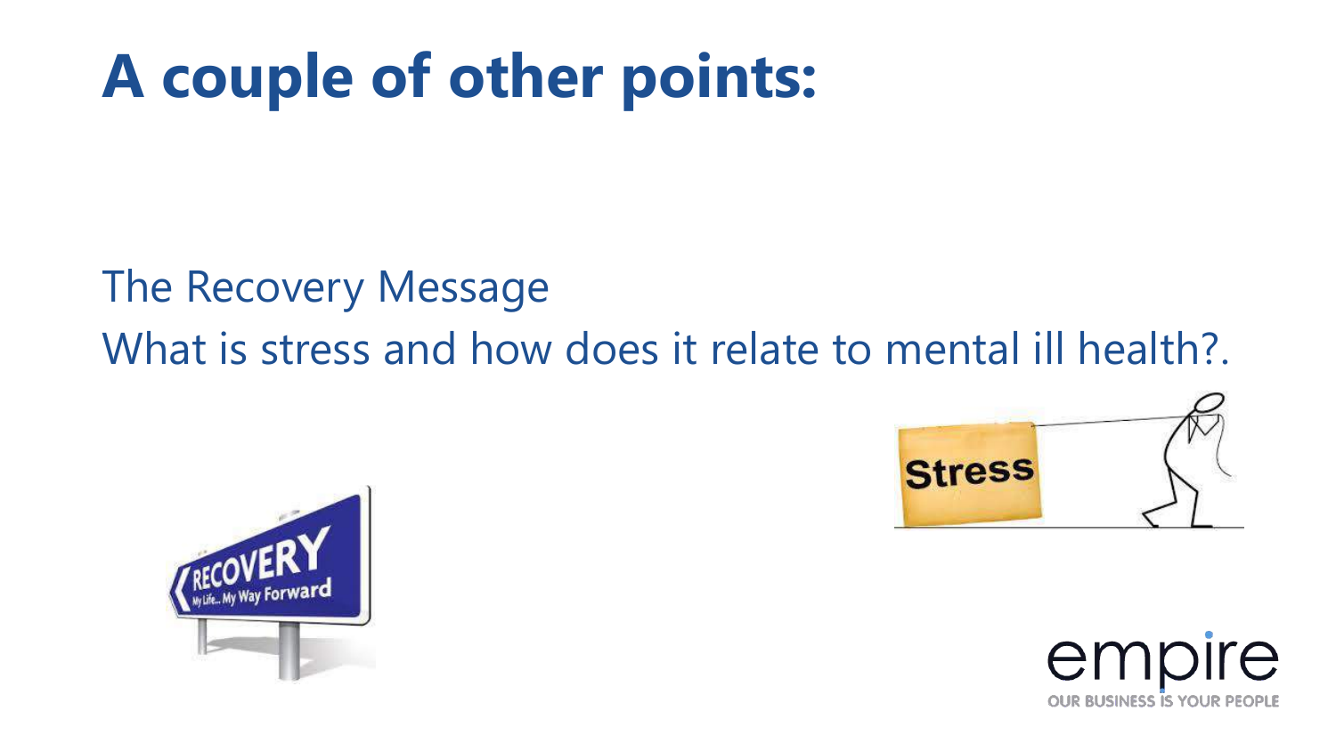# A couple of other points:

The Recovery Message

What is stress and how does it relate to mental ill health?.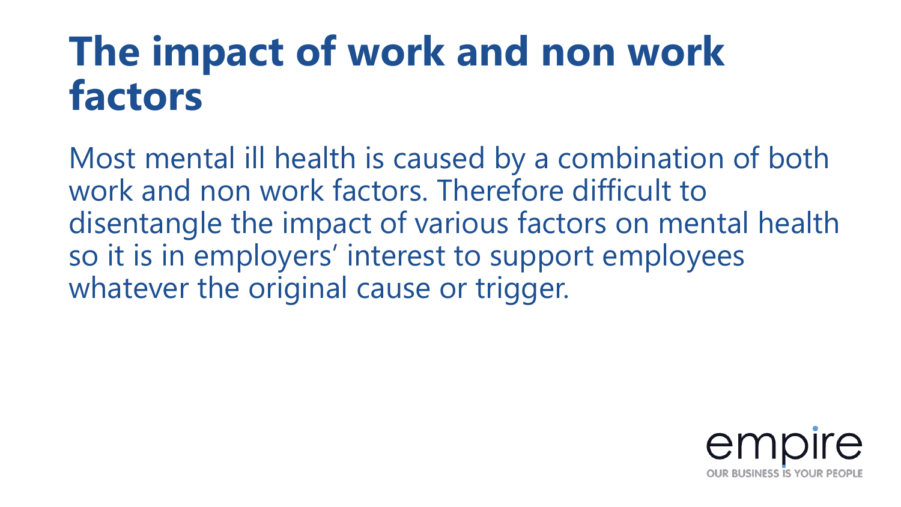# The impact of work and non work factors

Most mental ill health is caused by a combination of both work and non work factors. Therefore difficult to disentangle the impact of various factors on mental health so it is in employers' interest to support employees whatever the original cause or trigger.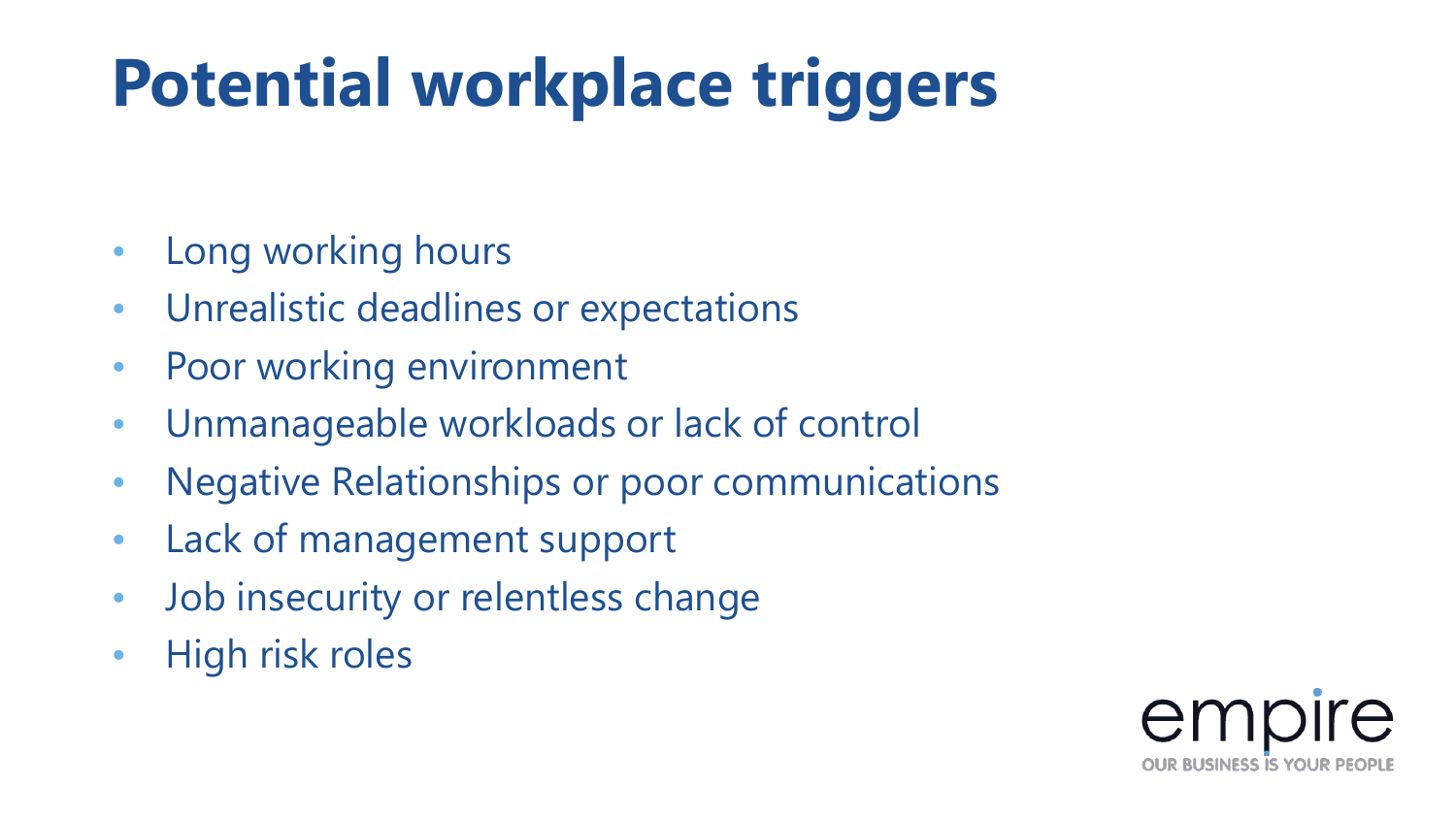# Potential workplace triggers

- Long working hours
- Unrealistic deadlines or expectations
- Poor working environment
- Unmanageable workloads or lack of control
- Negative Relationships or poor communications
- Lack of management support
- Job insecurity or relentless change
- High risk roles

empire

OUR BUSINESS IS YOUR PEOPLE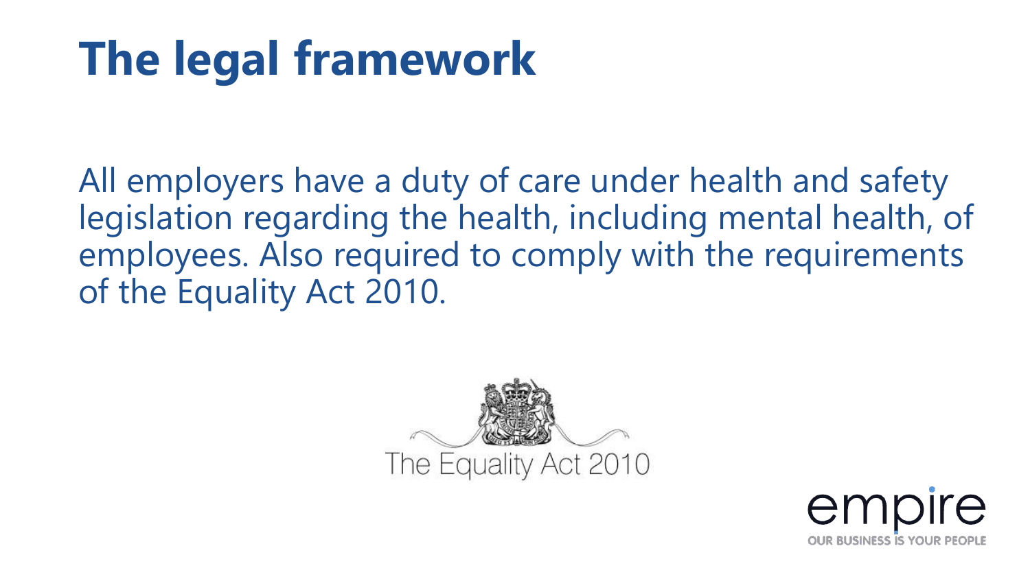# The legal framework

All employers have a duty of care under health and safety legislation regarding the health, including mental health, of employees. Also required to comply with the requirements of the Equality Act 2010.

The Equality Act 2010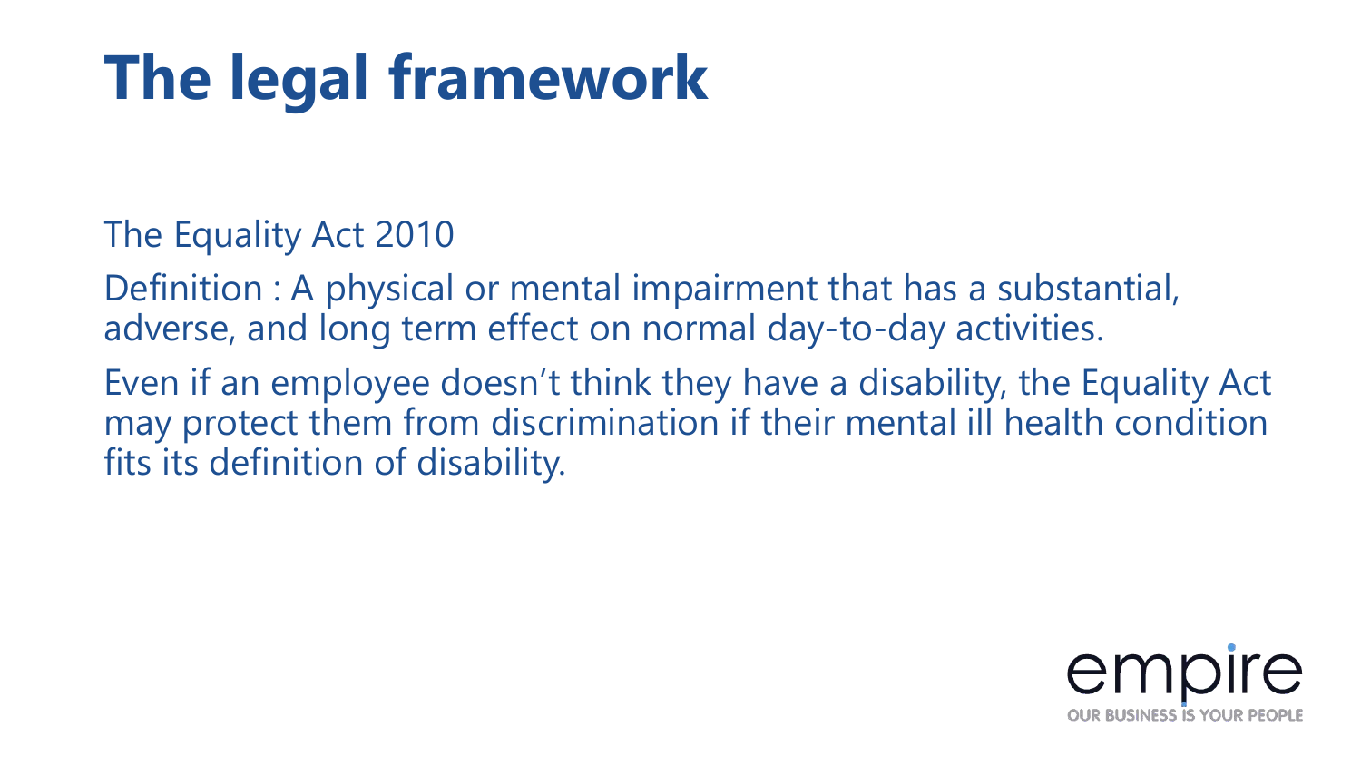# The legal framework

The Equality Act 2010

Definition : A physical or mental impairment that has a substantial, adverse, and long term effect on normal day-to-day activities.

Even if an employee doesn't think they have a disability, the Equality Act may protect them from discrimination if their mental ill health condition fits its definition of disability.

empire
OUR BUSINESS IS YOUR PEOPLE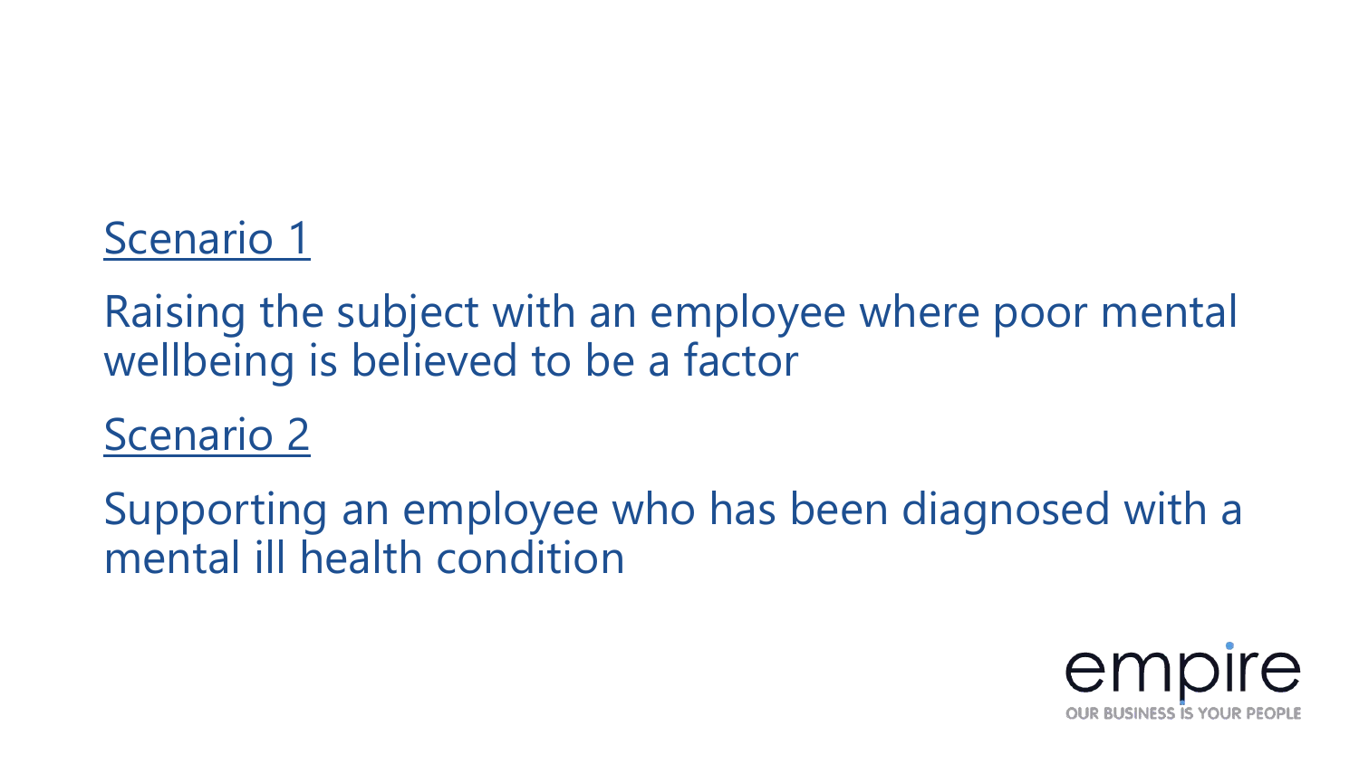<u>Scenario 1</u>

Raising the subject with an employee where poor mental wellbeing is believed to be a factor

<u>Scenario 2</u>

Supporting an employee who has been diagnosed with a mental ill health condition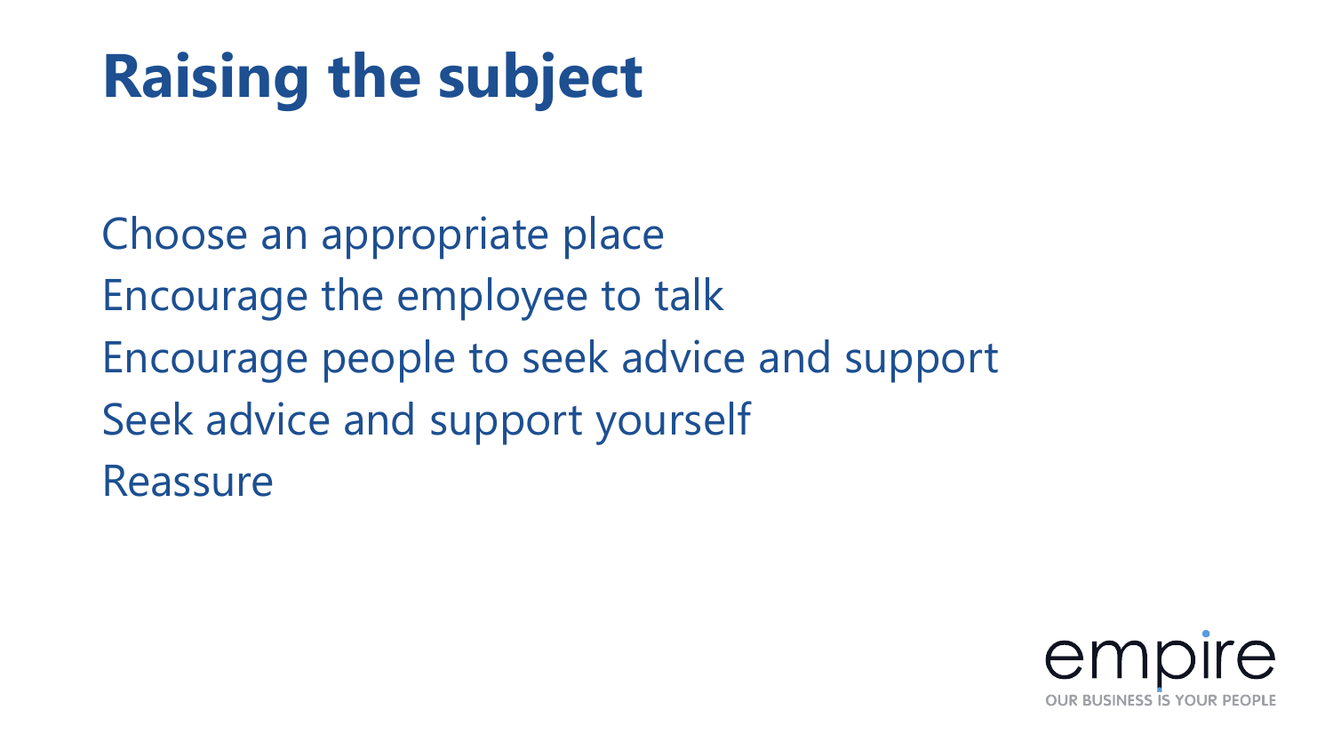# Raising the subject

Choose an appropriate place

Encourage the employee to talk

Encourage people to seek advice and support

Seek advice and support yourself

Reassure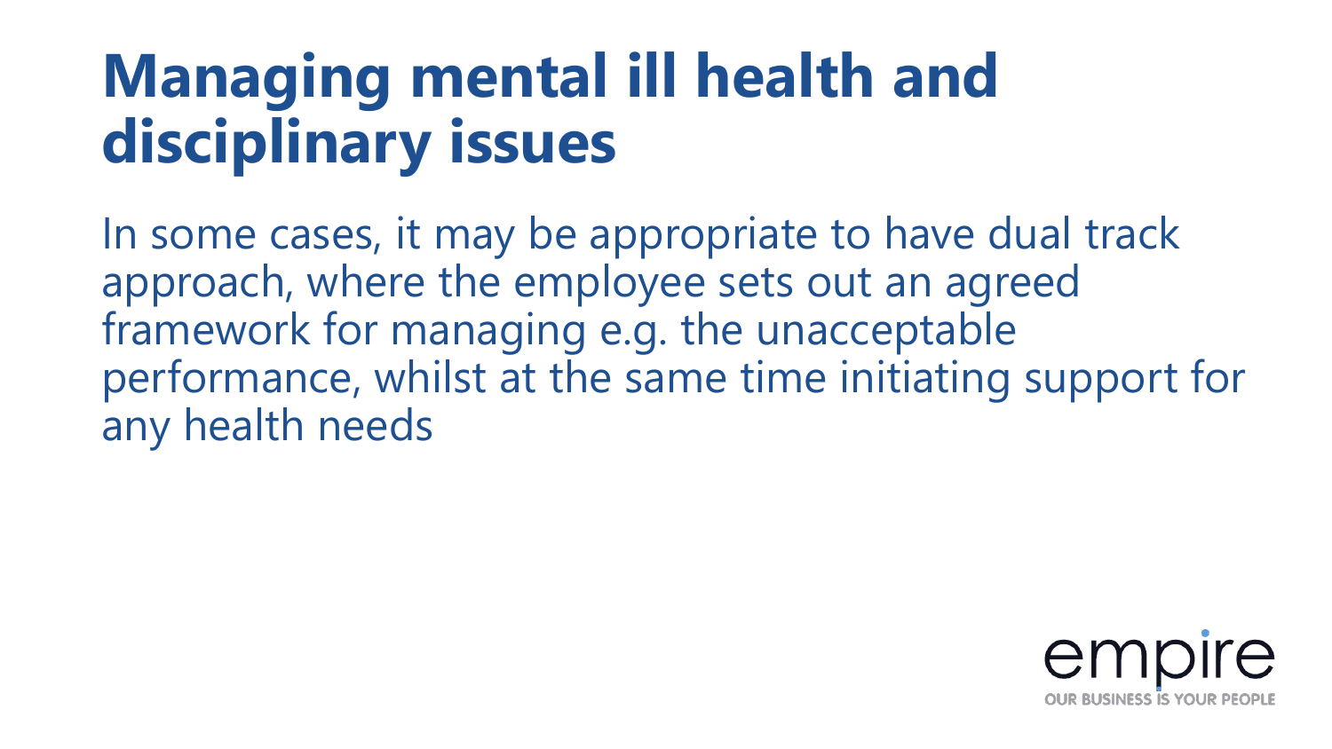# Managing mental ill health and disciplinary issues

In some cases, it may be appropriate to have dual track approach, where the employee sets out an agreed framework for managing e.g. the unacceptable performance, whilst at the same time initiating support for any health needs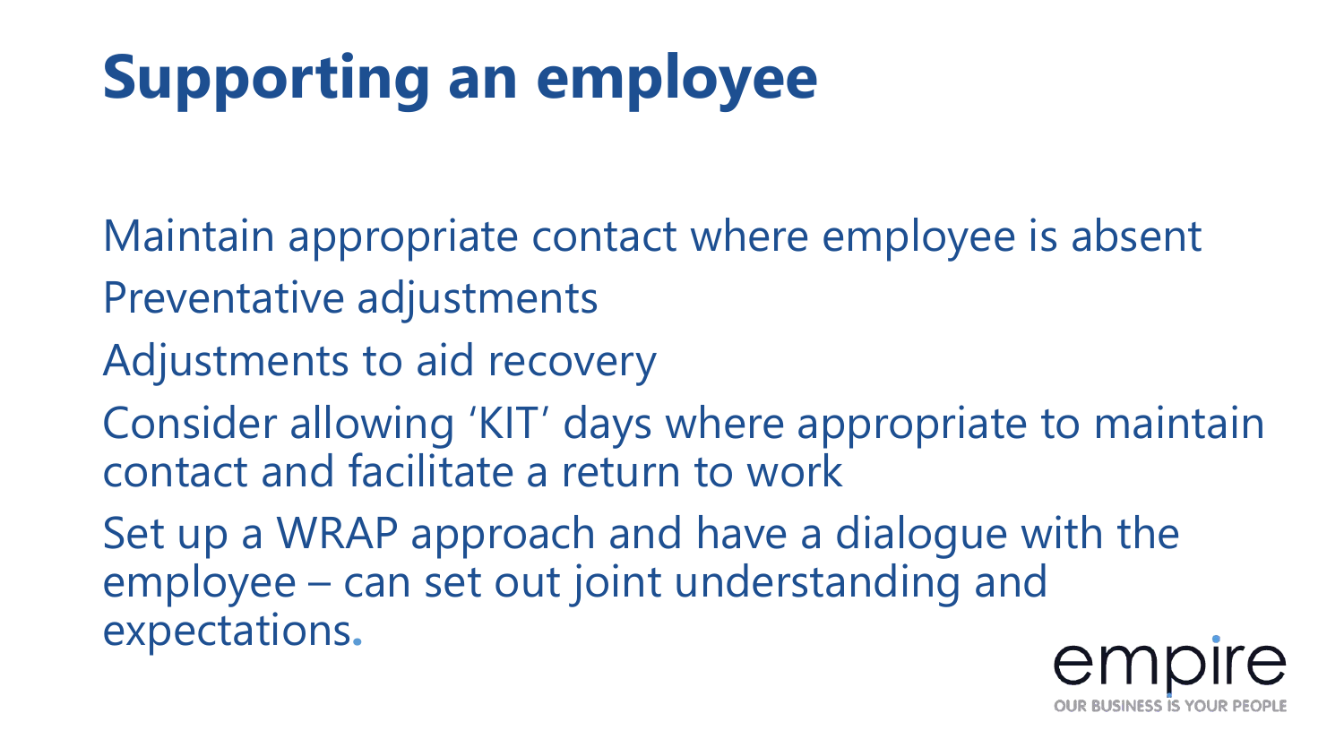# Supporting an employee

Maintain appropriate contact where employee is absent

Preventative adjustments

Adjustments to aid recovery

Consider allowing 'KIT' days where appropriate to maintain contact and facilitate a return to work

Set up a WRAP approach and have a dialogue with the employee – can set out joint understanding and expectations.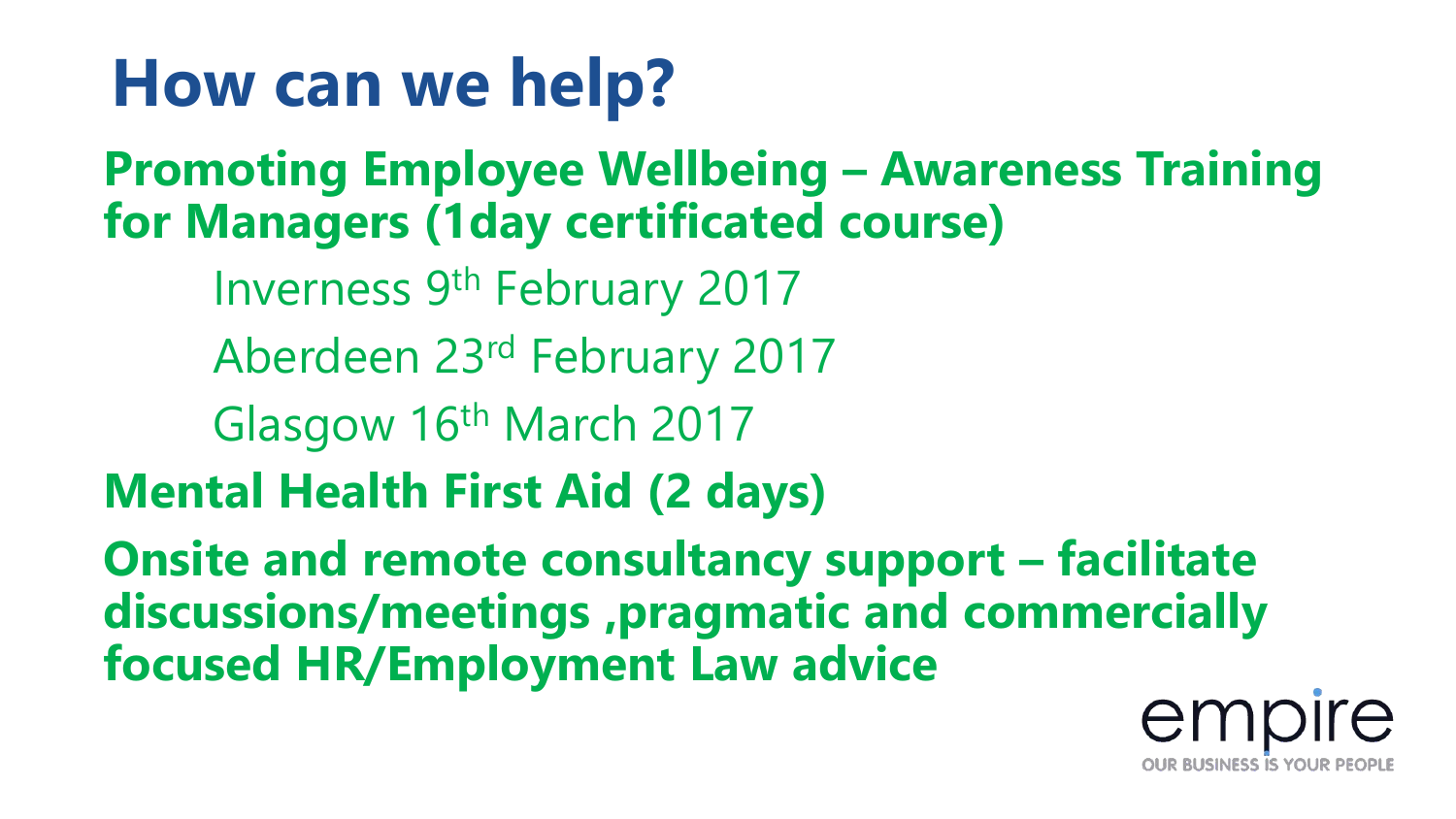# How can we help?

**Promoting Employee Wellbeing – Awareness Training for Managers (1day certificated course)**

Inverness 9th February 2017

Aberdeen 23rd February 2017

Glasgow 16th March 2017

**Mental Health First Aid (2 days)**

**Onsite and remote consultancy support – facilitate discussions/meetings ,pragmatic and commercially focused HR/Employment Law advice**

empire

OUR BUSINESS IS YOUR PEOPLE